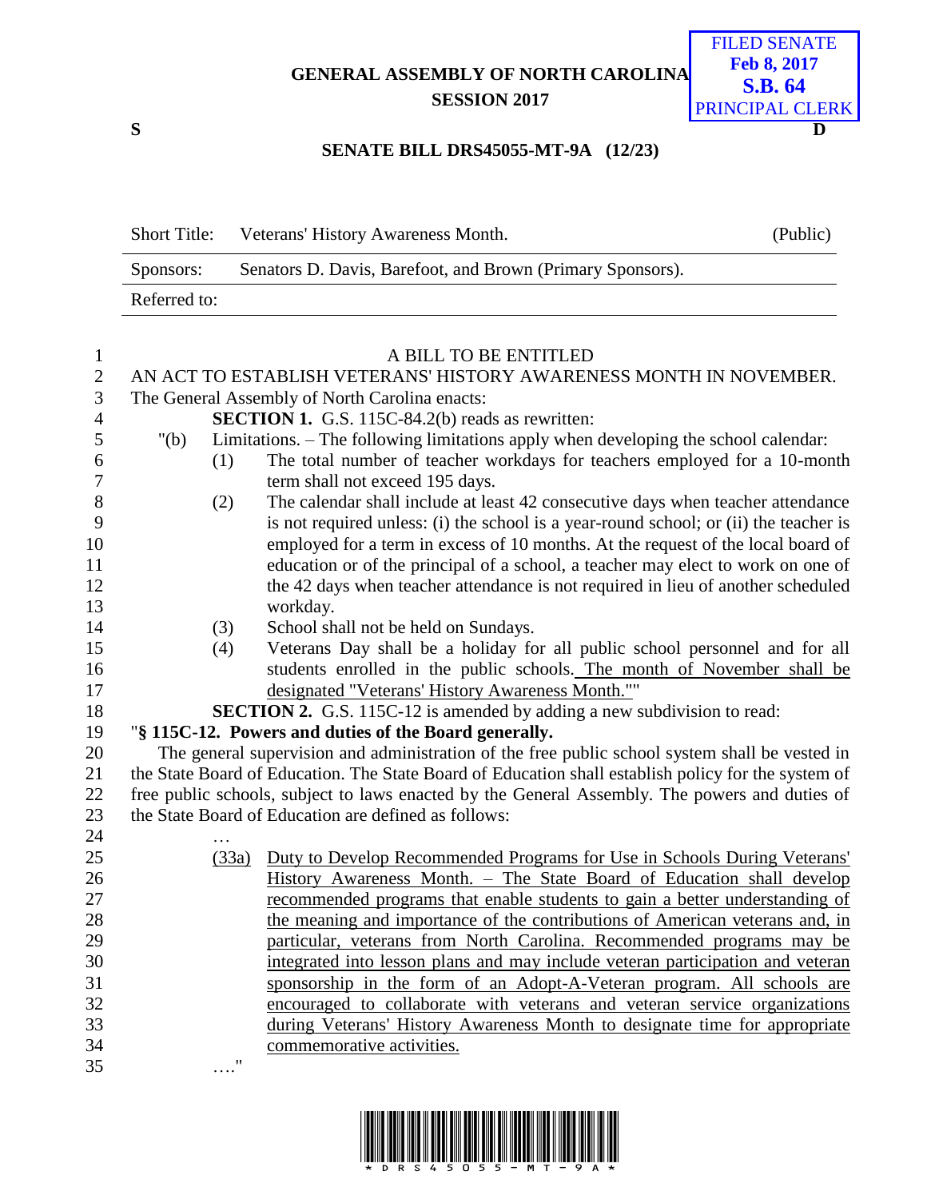GENERAL ASSEMBLY OF NORTH CAROLINA
SESSION 2017

FILED SENATE
Feb 8, 2017
S.B. 64
PRINCIPAL CLERK

S D

**SENATE BILL DRS45055-MT-9A (12/23)**

| Short Title: | Veterans' History Awareness Month. | (Public) |
|---|---|---|
| Sponsors: | Senators D. Davis, Barefoot, and Brown (Primary Sponsors). | |
| Referred to: | | |

A BILL TO BE ENTITLED

AN ACT TO ESTABLISH VETERANS' HISTORY AWARENESS MONTH IN NOVEMBER.

The General Assembly of North Carolina enacts:

**SECTION 1.** G.S. 115C-84.2(b) reads as rewritten:

"(b) Limitations. – The following limitations apply when developing the school calendar:

(1) The total number of teacher workdays for teachers employed for a 10-month term shall not exceed 195 days.

(2) The calendar shall include at least 42 consecutive days when teacher attendance is not required unless: (i) the school is a year-round school; or (ii) the teacher is employed for a term in excess of 10 months. At the request of the local board of education or of the principal of a school, a teacher may elect to work on one of the 42 days when teacher attendance is not required in lieu of another scheduled workday.

(3) School shall not be held on Sundays.

(4) Veterans Day shall be a holiday for all public school personnel and for all students enrolled in the public schools. <u>The month of November shall be designated "Veterans' History Awareness Month."</u>"

**SECTION 2.** G.S. 115C-12 is amended by adding a new subdivision to read:

"**§ 115C-12. Powers and duties of the Board generally.**

The general supervision and administration of the free public school system shall be vested in the State Board of Education. The State Board of Education shall establish policy for the system of free public schools, subject to laws enacted by the General Assembly. The powers and duties of the State Board of Education are defined as follows:

…

<u>(33a) Duty to Develop Recommended Programs for Use in Schools During Veterans' History Awareness Month. – The State Board of Education shall develop recommended programs that enable students to gain a better understanding of the meaning and importance of the contributions of American veterans and, in particular, veterans from North Carolina. Recommended programs may be integrated into lesson plans and may include veteran participation and veteran sponsorship in the form of an Adopt-A-Veteran program. All schools are encouraged to collaborate with veterans and veteran service organizations during Veterans' History Awareness Month to designate time for appropriate commemorative activities.</u>

…."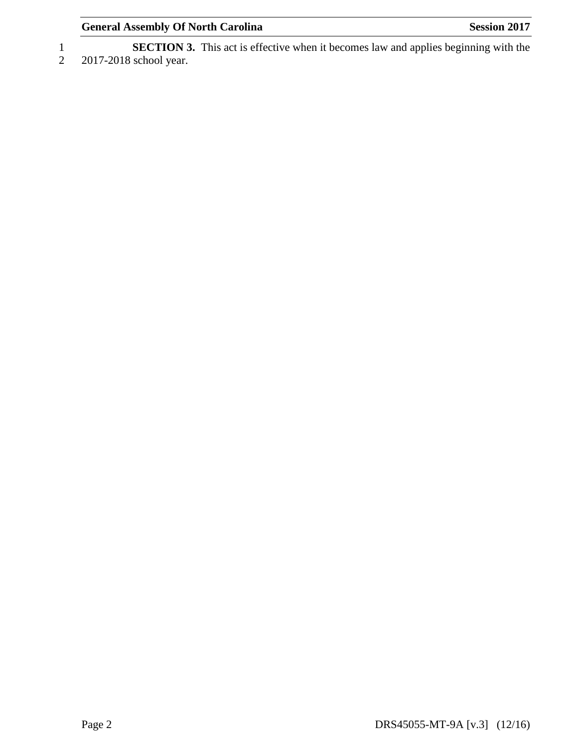**SECTION 3.** This act is effective when it becomes law and applies beginning with the 2017-2018 school year.